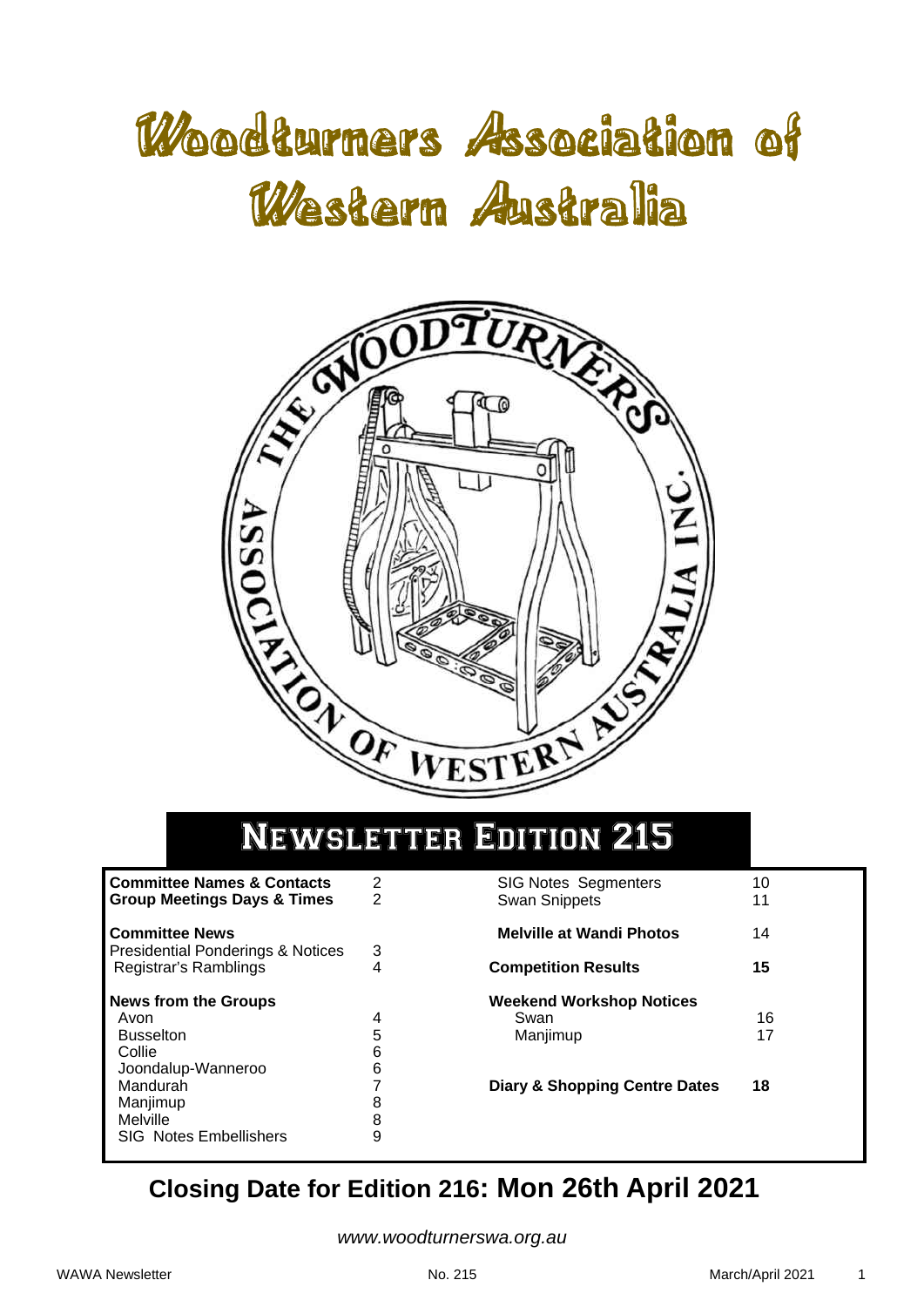# Woodturners Association of Western Australia

## Newsletter Edition 215

| | | | |
|---|---|---|---|
| **Committee Names & Contacts** | 2 | SIG Notes Segmenters | 10 |
| **Group Meetings Days & Times** | 2 | Swan Snippets | 11 |
| **Committee News** | | **Melville at Wandi Photos** | 14 |
| Presidential Ponderings & Notices | 3 | | |
| Registrar's Ramblings | 4 | **Competition Results** | **15** |
| **News from the Groups** | | **Weekend Workshop Notices** | |
| Avon | 4 | Swan | 16 |
| Busselton | 5 | Manjimup | 17 |
| Collie | 6 | | |
| Joondalup-Wanneroo | 6 | | |
| Mandurah | 7 | **Diary & Shopping Centre Dates** | **18** |
| Manjimup | 8 | | |
| Melville | 8 | | |
| SIG Notes Embellishers | 9 | | |

## Closing Date for Edition 216: Mon 26th April 2021

*www.woodturnerswa.org.au*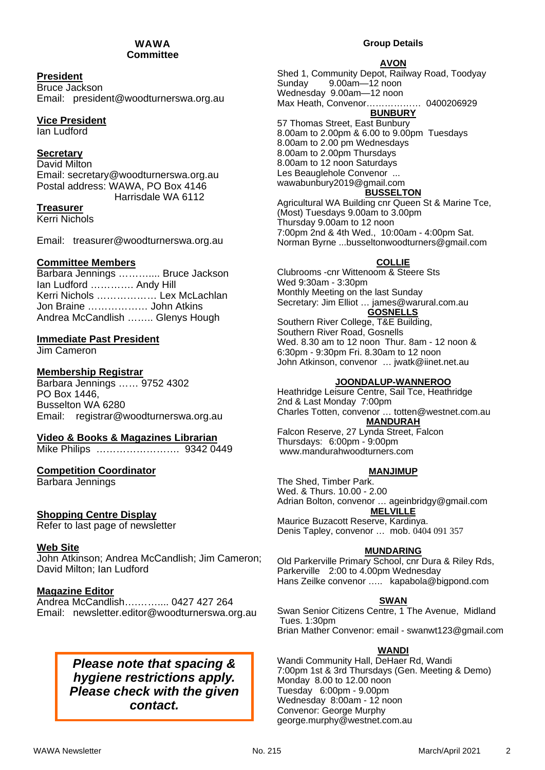## WAWA Committee

**President**
Bruce Jackson
Email: president@woodturnerswa.org.au

**Vice President**
Ian Ludford

**Secretary**
David Milton
Email: secretary@woodturnerswa.org.au
Postal address: WAWA, PO Box 4146
Harrisdale WA 6112

**Treasurer**
Kerri Nichols

Email: treasurer@woodturnerswa.org.au

**Committee Members**
Barbara Jennings ……….... Bruce Jackson
Ian Ludford …………. Andy Hill
Kerri Nichols ……………… Lex McLachlan
Jon Braine ……………… John Atkins
Andrea McCandlish …….. Glenys Hough

**Immediate Past President**
Jim Cameron

**Membership Registrar**
Barbara Jennings …… 9752 4302
PO Box 1446,
Busselton WA 6280
Email: registrar@woodturnerswa.org.au

**Video & Books & Magazines Librarian**
Mike Philips ……………………. 9342 0449

**Competition Coordinator**
Barbara Jennings

**Shopping Centre Display**
Refer to last page of newsletter

**Web Site**
John Atkinson; Andrea McCandlish; Jim Cameron; David Milton; Ian Ludford

**Magazine Editor**
Andrea McCandlish………..... 0427 427 264
Email: newsletter.editor@woodturnerswa.org.au

***Please note that spacing & hygiene restrictions apply. Please check with the given contact.***

## Group Details

**AVON**
Shed 1, Community Depot, Railway Road, Toodyay
Sunday 9.00am—12 noon
Wednesday 9.00am—12 noon
Max Heath, Convenor……………… 0400206929

**BUNBURY**
57 Thomas Street, East Bunbury
8.00am to 2.00pm & 6.00 to 9.00pm Tuesdays
8.00am to 2.00 pm Wednesdays
8.00am to 2.00pm Thursdays
8.00am to 12 noon Saturdays
Les Beauglehole Convenor ...
wawabunbury2019@gmail.com

**BUSSELTON**
Agricultural WA Building cnr Queen St & Marine Tce,
(Most) Tuesdays 9.00am to 3.00pm
Thursday 9.00am to 12 noon
7:00pm 2nd & 4th Wed., 10:00am - 4:00pm Sat.
Norman Byrne ...busseltonwoodturners@gmail.com

**COLLIE**
Clubrooms -cnr Wittenoom & Steere Sts
Wed 9:30am - 3:30pm
Monthly Meeting on the last Sunday
Secretary: Jim Elliot … james@warural.com.au

**GOSNELLS**
Southern River College, T&E Building,
Southern River Road, Gosnells
Wed. 8.30 am to 12 noon Thur. 8am - 12 noon &
6:30pm - 9:30pm Fri. 8.30am to 12 noon
John Atkinson, convenor … jwatk@iinet.net.au

**JOONDALUP-WANNEROO**
Heathridge Leisure Centre, Sail Tce, Heathridge
2nd & Last Monday 7:00pm
Charles Totten, convenor … totten@westnet.com.au

**MANDURAH**
Falcon Reserve, 27 Lynda Street, Falcon
Thursdays: 6:00pm - 9:00pm
www.mandurahwoodturners.com

**MANJIMUP**
The Shed, Timber Park.
Wed. & Thurs. 10.00 - 2.00
Adrian Bolton, convenor … ageinbridgy@gmail.com

**MELVILLE**
Maurice Buzacott Reserve, Kardinya.
Denis Tapley, convenor … mob. 0404 091 357

**MUNDARING**
Old Parkerville Primary School, cnr Dura & Riley Rds,
Parkerville 2:00 to 4.00pm Wednesday
Hans Zeilke convenor ….. kapabola@bigpond.com

**SWAN**
Swan Senior Citizens Centre, 1 The Avenue, Midland
Tues. 1:30pm
Brian Mather Convenor: email - swanwt123@gmail.com

**WANDI**
Wandi Community Hall, DeHaer Rd, Wandi
7:00pm 1st & 3rd Thursdays (Gen. Meeting & Demo)
Monday 8.00 to 12.00 noon
Tuesday 6:00pm - 9.00pm
Wednesday 8:00am - 12 noon
Convenor: George Murphy
george.murphy@westnet.com.au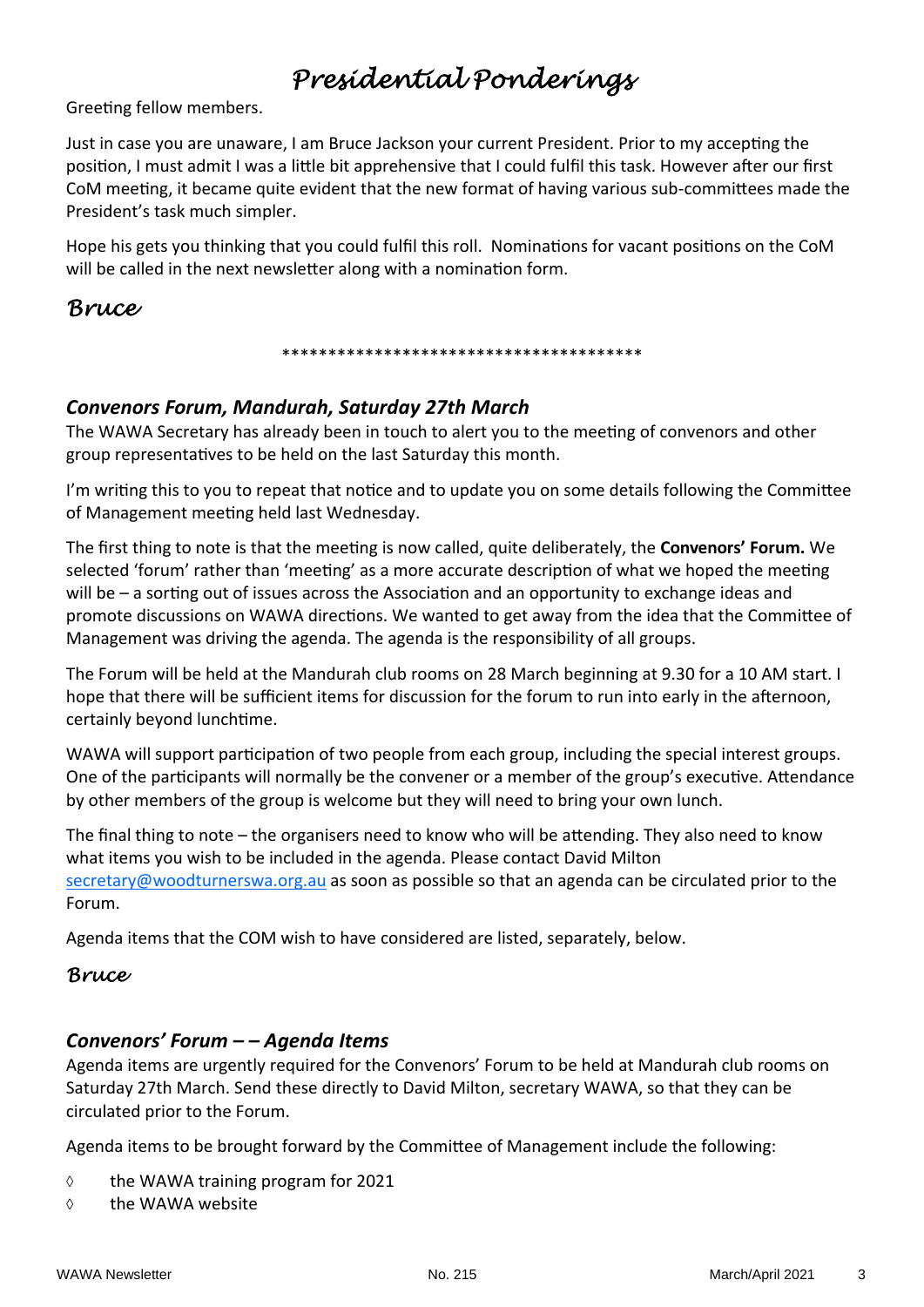# *Presidential Ponderings*

Greeting fellow members.

Just in case you are unaware, I am Bruce Jackson your current President. Prior to my accepting the position, I must admit I was a little bit apprehensive that I could fulfil this task. However after our first CoM meeting, it became quite evident that the new format of having various sub-committees made the President's task much simpler.

Hope his gets you thinking that you could fulfil this roll. Nominations for vacant positions on the CoM will be called in the next newsletter along with a nomination form.

## *Bruce*

****************************************

### *Convenors Forum, Mandurah, Saturday 27th March*

The WAWA Secretary has already been in touch to alert you to the meeting of convenors and other group representatives to be held on the last Saturday this month.

I'm writing this to you to repeat that notice and to update you on some details following the Committee of Management meeting held last Wednesday.

The first thing to note is that the meeting is now called, quite deliberately, the **Convenors' Forum.** We selected 'forum' rather than 'meeting' as a more accurate description of what we hoped the meeting will be – a sorting out of issues across the Association and an opportunity to exchange ideas and promote discussions on WAWA directions. We wanted to get away from the idea that the Committee of Management was driving the agenda. The agenda is the responsibility of all groups.

The Forum will be held at the Mandurah club rooms on 28 March beginning at 9.30 for a 10 AM start. I hope that there will be sufficient items for discussion for the forum to run into early in the afternoon, certainly beyond lunchtime.

WAWA will support participation of two people from each group, including the special interest groups. One of the participants will normally be the convener or a member of the group's executive. Attendance by other members of the group is welcome but they will need to bring your own lunch.

The final thing to note – the organisers need to know who will be attending. They also need to know what items you wish to be included in the agenda. Please contact David Milton secretary@woodturnerswa.org.au as soon as possible so that an agenda can be circulated prior to the Forum.

Agenda items that the COM wish to have considered are listed, separately, below.

### *Bruce*

### *Convenors' Forum – – Agenda Items*

Agenda items are urgently required for the Convenors' Forum to be held at Mandurah club rooms on Saturday 27th March. Send these directly to David Milton, secretary WAWA, so that they can be circulated prior to the Forum.

Agenda items to be brought forward by the Committee of Management include the following:

- the WAWA training program for 2021
- the WAWA website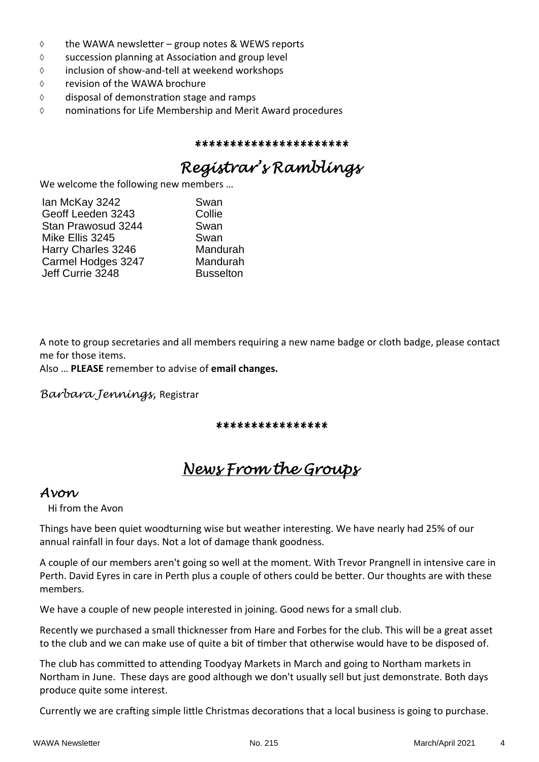- ◊ the WAWA newsletter – group notes & WEWS reports
- ◊ succession planning at Association and group level
- ◊ inclusion of show-and-tell at weekend workshops
- ◊ revision of the WAWA brochure
- ◊ disposal of demonstration stage and ramps
- ◊ nominations for Life Membership and Merit Award procedures

**********************

# *Registrar's Ramblings*

We welcome the following new members …

| | |
|---|---|
| Ian McKay 3242 | Swan |
| Geoff Leeden 3243 | Collie |
| Stan Prawosud 3244 | Swan |
| Mike Ellis 3245 | Swan |
| Harry Charles 3246 | Mandurah |
| Carmel Hodges 3247 | Mandurah |
| Jeff Currie 3248 | Busselton |

A note to group secretaries and all members requiring a new name badge or cloth badge, please contact me for those items.

Also … **PLEASE** remember to advise of **email changes.**

*Barbara Jennings*, Registrar

****************

# *News From the Groups*

## *Avon*

Hi from the Avon

Things have been quiet woodturning wise but weather interesting. We have nearly had 25% of our annual rainfall in four days. Not a lot of damage thank goodness.

A couple of our members aren't going so well at the moment. With Trevor Prangnell in intensive care in Perth. David Eyres in care in Perth plus a couple of others could be better. Our thoughts are with these members.

We have a couple of new people interested in joining. Good news for a small club.

Recently we purchased a small thicknesser from Hare and Forbes for the club. This will be a great asset to the club and we can make use of quite a bit of timber that otherwise would have to be disposed of.

The club has committed to attending Toodyay Markets in March and going to Northam markets in Northam in June. These days are good although we don't usually sell but just demonstrate. Both days produce quite some interest.

Currently we are crafting simple little Christmas decorations that a local business is going to purchase.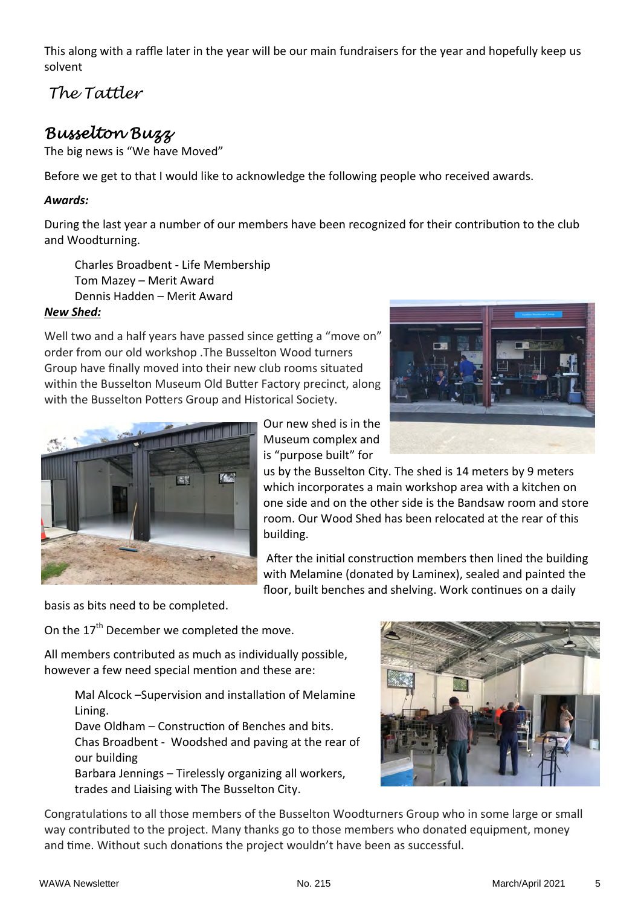This along with a raffle later in the year will be our main fundraisers for the year and hopefully keep us solvent

*The Tattler*

## *Busselton Buzz*

The big news is "We have Moved"

Before we get to that I would like to acknowledge the following people who received awards.

***Awards:***

During the last year a number of our members have been recognized for their contribution to the club and Woodturning.

Charles Broadbent - Life Membership
Tom Mazey – Merit Award
Dennis Hadden – Merit Award

***New Shed:***

Well two and a half years have passed since getting a "move on" order from our old workshop .The Busselton Wood turners Group have finally moved into their new club rooms situated within the Busselton Museum Old Butter Factory precinct, along with the Busselton Potters Group and Historical Society.

Our new shed is in the Museum complex and is "purpose built" for us by the Busselton City. The shed is 14 meters by 9 meters which incorporates a main workshop area with a kitchen on one side and on the other side is the Bandsaw room and store room. Our Wood Shed has been relocated at the rear of this building.

After the initial construction members then lined the building with Melamine (donated by Laminex), sealed and painted the floor, built benches and shelving. Work continues on a daily basis as bits need to be completed.

On the 17th December we completed the move.

All members contributed as much as individually possible, however a few need special mention and these are:

Mal Alcock –Supervision and installation of Melamine Lining.
Dave Oldham – Construction of Benches and bits.
Chas Broadbent - Woodshed and paving at the rear of our building
Barbara Jennings – Tirelessly organizing all workers, trades and Liaising with The Busselton City.

Congratulations to all those members of the Busselton Woodturners Group who in some large or small way contributed to the project. Many thanks go to those members who donated equipment, money and time. Without such donations the project wouldn't have been as successful.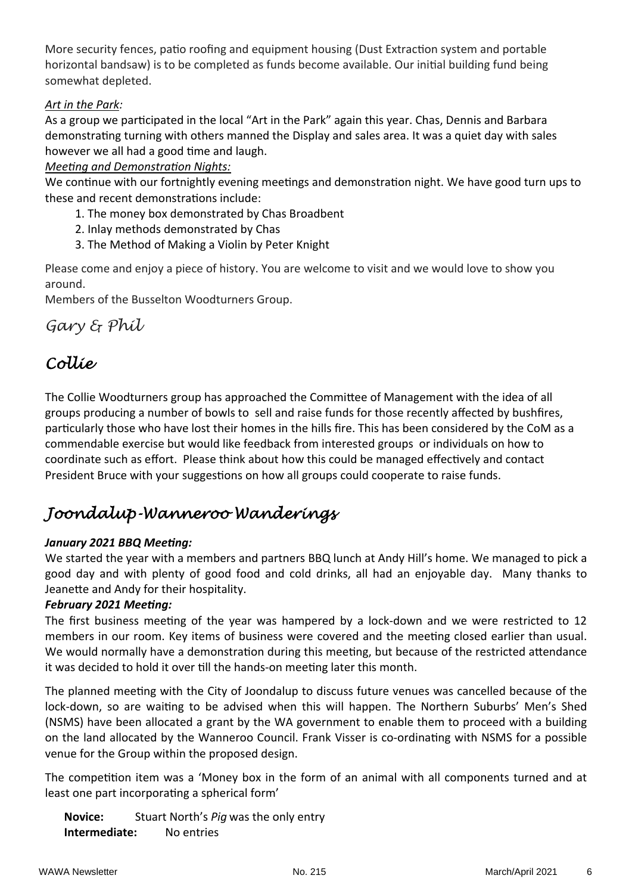More security fences, patio roofing and equipment housing (Dust Extraction system and portable horizontal bandsaw) is to be completed as funds become available. Our initial building fund being somewhat depleted.

*Art in the Park:*

As a group we participated in the local "Art in the Park" again this year. Chas, Dennis and Barbara demonstrating turning with others manned the Display and sales area. It was a quiet day with sales however we all had a good time and laugh.

*Meeting and Demonstration Nights:*

We continue with our fortnightly evening meetings and demonstration night. We have good turn ups to these and recent demonstrations include:

1. The money box demonstrated by Chas Broadbent
2. Inlay methods demonstrated by Chas
3. The Method of Making a Violin by Peter Knight

Please come and enjoy a piece of history. You are welcome to visit and we would love to show you around.

Members of the Busselton Woodturners Group.

*Gary & Phil*

## *Collie*

The Collie Woodturners group has approached the Committee of Management with the idea of all groups producing a number of bowls to sell and raise funds for those recently affected by bushfires, particularly those who have lost their homes in the hills fire. This has been considered by the CoM as a commendable exercise but would like feedback from interested groups or individuals on how to coordinate such as effort. Please think about how this could be managed effectively and contact President Bruce with your suggestions on how all groups could cooperate to raise funds.

## *Joondalup-Wanneroo Wanderings*

***January 2021 BBQ Meeting:***

We started the year with a members and partners BBQ lunch at Andy Hill's home. We managed to pick a good day and with plenty of good food and cold drinks, all had an enjoyable day. Many thanks to Jeanette and Andy for their hospitality.

***February 2021 Meeting:***

The first business meeting of the year was hampered by a lock-down and we were restricted to 12 members in our room. Key items of business were covered and the meeting closed earlier than usual. We would normally have a demonstration during this meeting, but because of the restricted attendance it was decided to hold it over till the hands-on meeting later this month.

The planned meeting with the City of Joondalup to discuss future venues was cancelled because of the lock-down, so are waiting to be advised when this will happen. The Northern Suburbs' Men's Shed (NSMS) have been allocated a grant by the WA government to enable them to proceed with a building on the land allocated by the Wanneroo Council. Frank Visser is co-ordinating with NSMS for a possible venue for the Group within the proposed design.

The competition item was a 'Money box in the form of an animal with all components turned and at least one part incorporating a spherical form'

**Novice:** Stuart North's *Pig* was the only entry
**Intermediate:** No entries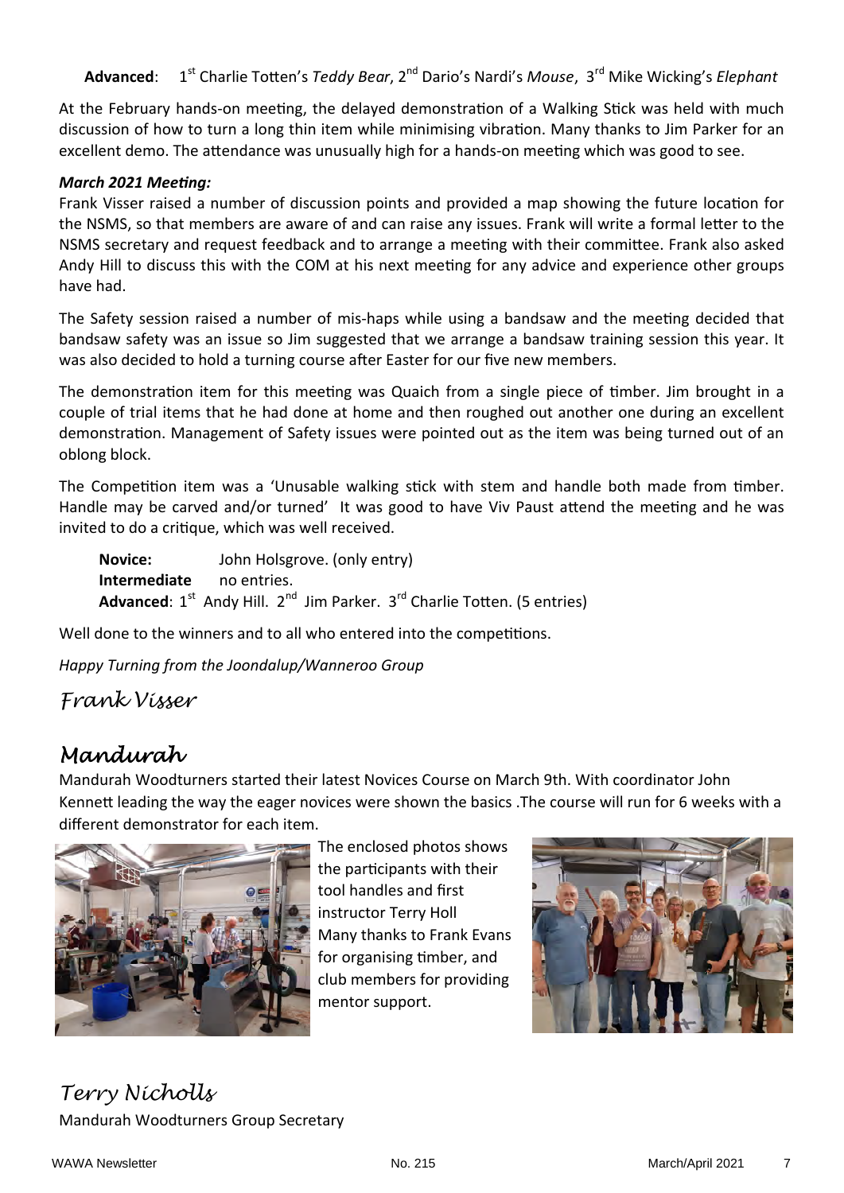**Advanced**: 1st Charlie Totten's *Teddy Bear*, 2nd Dario's Nardi's *Mouse*, 3rd Mike Wicking's *Elephant*

At the February hands-on meeting, the delayed demonstration of a Walking Stick was held with much discussion of how to turn a long thin item while minimising vibration. Many thanks to Jim Parker for an excellent demo. The attendance was unusually high for a hands-on meeting which was good to see.

***March 2021 Meeting:***

Frank Visser raised a number of discussion points and provided a map showing the future location for the NSMS, so that members are aware of and can raise any issues. Frank will write a formal letter to the NSMS secretary and request feedback and to arrange a meeting with their committee. Frank also asked Andy Hill to discuss this with the COM at his next meeting for any advice and experience other groups have had.

The Safety session raised a number of mis-haps while using a bandsaw and the meeting decided that bandsaw safety was an issue so Jim suggested that we arrange a bandsaw training session this year. It was also decided to hold a turning course after Easter for our five new members.

The demonstration item for this meeting was Quaich from a single piece of timber. Jim brought in a couple of trial items that he had done at home and then roughed out another one during an excellent demonstration. Management of Safety issues were pointed out as the item was being turned out of an oblong block.

The Competition item was a 'Unusable walking stick with stem and handle both made from timber. Handle may be carved and/or turned' It was good to have Viv Paust attend the meeting and he was invited to do a critique, which was well received.

**Novice:** John Holsgrove. (only entry)
**Intermediate** no entries.
**Advanced**: 1st Andy Hill. 2nd Jim Parker. 3rd Charlie Totten. (5 entries)

Well done to the winners and to all who entered into the competitions.

*Happy Turning from the Joondalup/Wanneroo Group*

*Frank Visser*

## Mandurah

Mandurah Woodturners started their latest Novices Course on March 9th. With coordinator John Kennett leading the way the eager novices were shown the basics .The course will run for 6 weeks with a different demonstrator for each item.

The enclosed photos shows the participants with their tool handles and first instructor Terry Holl Many thanks to Frank Evans for organising timber, and club members for providing mentor support.

*Terry Nicholls*
Mandurah Woodturners Group Secretary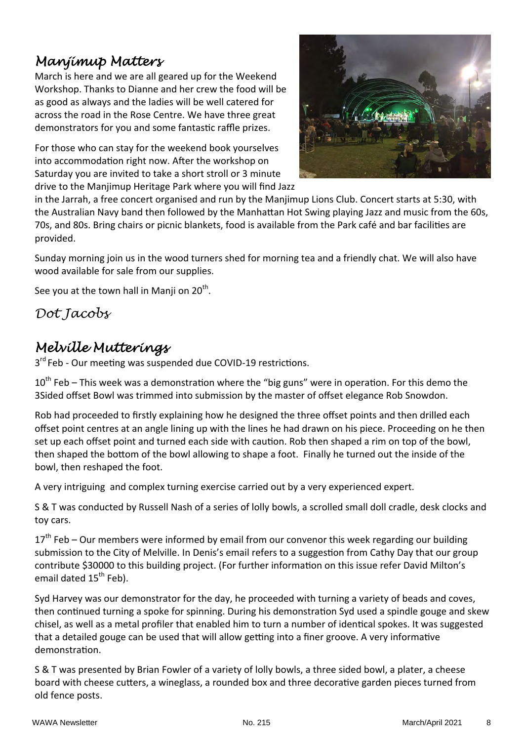## *Manjimup Matters*

March is here and we are all geared up for the Weekend Workshop. Thanks to Dianne and her crew the food will be as good as always and the ladies will be well catered for across the road in the Rose Centre. We have three great demonstrators for you and some fantastic raffle prizes.

For those who can stay for the weekend book yourselves into accommodation right now. After the workshop on Saturday you are invited to take a short stroll or 3 minute drive to the Manjimup Heritage Park where you will find Jazz in the Jarrah, a free concert organised and run by the Manjimup Lions Club. Concert starts at 5:30, with the Australian Navy band then followed by the Manhattan Hot Swing playing Jazz and music from the 60s, 70s, and 80s. Bring chairs or picnic blankets, food is available from the Park café and bar facilities are provided.

Sunday morning join us in the wood turners shed for morning tea and a friendly chat. We will also have wood available for sale from our supplies.

See you at the town hall in Manji on 20th.

*Dot Jacobs*

## *Melville Mutterings*

3rd Feb - Our meeting was suspended due COVID-19 restrictions.

10th Feb – This week was a demonstration where the "big guns" were in operation. For this demo the 3Sided offset Bowl was trimmed into submission by the master of offset elegance Rob Snowdon.

Rob had proceeded to firstly explaining how he designed the three offset points and then drilled each offset point centres at an angle lining up with the lines he had drawn on his piece. Proceeding on he then set up each offset point and turned each side with caution. Rob then shaped a rim on top of the bowl, then shaped the bottom of the bowl allowing to shape a foot. Finally he turned out the inside of the bowl, then reshaped the foot.

A very intriguing and complex turning exercise carried out by a very experienced expert.

S & T was conducted by Russell Nash of a series of lolly bowls, a scrolled small doll cradle, desk clocks and toy cars.

17th Feb – Our members were informed by email from our convenor this week regarding our building submission to the City of Melville. In Denis's email refers to a suggestion from Cathy Day that our group contribute $30000 to this building project. (For further information on this issue refer David Milton's email dated 15th Feb).

Syd Harvey was our demonstrator for the day, he proceeded with turning a variety of beads and coves, then continued turning a spoke for spinning. During his demonstration Syd used a spindle gouge and skew chisel, as well as a metal profiler that enabled him to turn a number of identical spokes. It was suggested that a detailed gouge can be used that will allow getting into a finer groove. A very informative demonstration.

S & T was presented by Brian Fowler of a variety of lolly bowls, a three sided bowl, a plater, a cheese board with cheese cutters, a wineglass, a rounded box and three decorative garden pieces turned from old fence posts.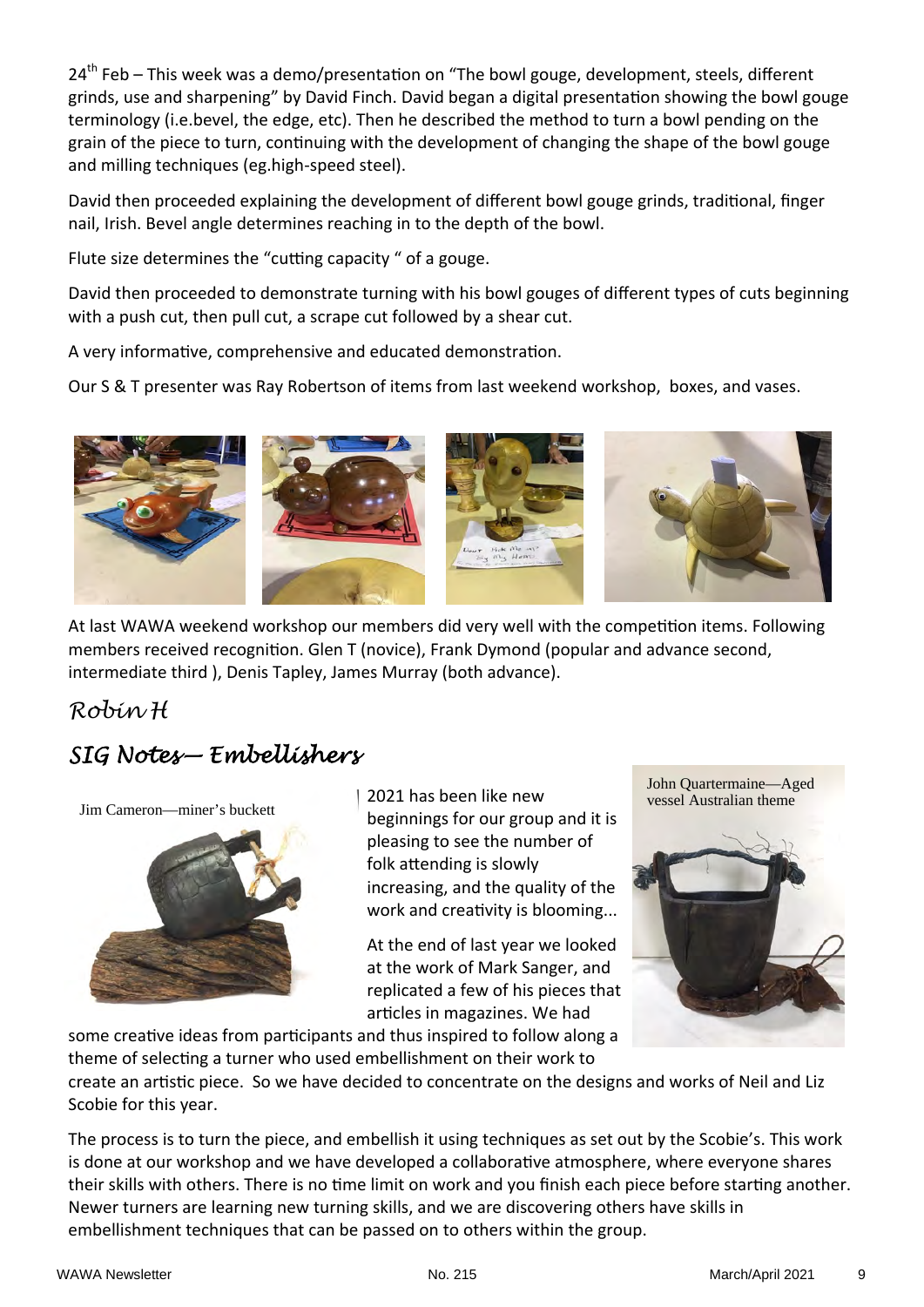24th Feb – This week was a demo/presentation on "The bowl gouge, development, steels, different grinds, use and sharpening" by David Finch. David began a digital presentation showing the bowl gouge terminology (i.e.bevel, the edge, etc). Then he described the method to turn a bowl pending on the grain of the piece to turn, continuing with the development of changing the shape of the bowl gouge and milling techniques (eg.high-speed steel).

David then proceeded explaining the development of different bowl gouge grinds, traditional, finger nail, Irish. Bevel angle determines reaching in to the depth of the bowl.

Flute size determines the "cutting capacity " of a gouge.

David then proceeded to demonstrate turning with his bowl gouges of different types of cuts beginning with a push cut, then pull cut, a scrape cut followed by a shear cut.

A very informative, comprehensive and educated demonstration.

Our S & T presenter was Ray Robertson of items from last weekend workshop, boxes, and vases.

At last WAWA weekend workshop our members did very well with the competition items. Following members received recognition. Glen T (novice), Frank Dymond (popular and advance second, intermediate third ), Denis Tapley, James Murray (both advance).

*Robin H*

## *SIG Notes— Embellishers*

Jim Cameron—miner's buckett

John Quartermaine—Aged vessel Australian theme

2021 has been like new beginnings for our group and it is pleasing to see the number of folk attending is slowly increasing, and the quality of the work and creativity is blooming...

At the end of last year we looked at the work of Mark Sanger, and replicated a few of his pieces that articles in magazines. We had some creative ideas from participants and thus inspired to follow along a theme of selecting a turner who used embellishment on their work to create an artistic piece. So we have decided to concentrate on the designs and works of Neil and Liz Scobie for this year.

The process is to turn the piece, and embellish it using techniques as set out by the Scobie's. This work is done at our workshop and we have developed a collaborative atmosphere, where everyone shares their skills with others. There is no time limit on work and you finish each piece before starting another. Newer turners are learning new turning skills, and we are discovering others have skills in embellishment techniques that can be passed on to others within the group.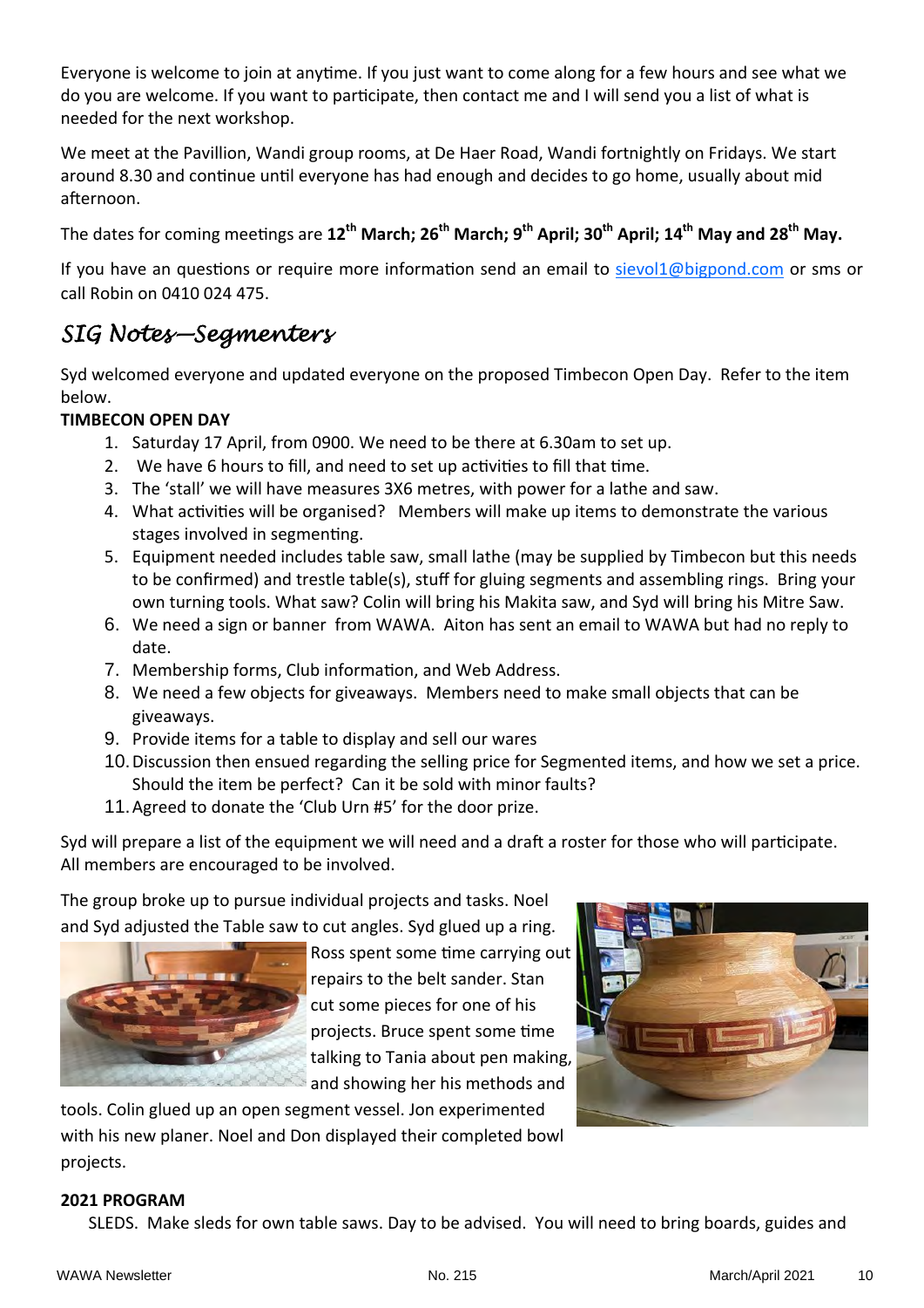Everyone is welcome to join at anytime. If you just want to come along for a few hours and see what we do you are welcome. If you want to participate, then contact me and I will send you a list of what is needed for the next workshop.

We meet at the Pavillion, Wandi group rooms, at De Haer Road, Wandi fortnightly on Fridays. We start around 8.30 and continue until everyone has had enough and decides to go home, usually about mid afternoon.

The dates for coming meetings are **12th March; 26th March; 9th April; 30th April; 14th May and 28th May.**

If you have an questions or require more information send an email to sievol1@bigpond.com or sms or call Robin on 0410 024 475.

## *SIG Notes—Segmenters*

Syd welcomed everyone and updated everyone on the proposed Timbecon Open Day. Refer to the item below.

**TIMBECON OPEN DAY**

1. Saturday 17 April, from 0900. We need to be there at 6.30am to set up.
2. We have 6 hours to fill, and need to set up activities to fill that time.
3. The 'stall' we will have measures 3X6 metres, with power for a lathe and saw.
4. What activities will be organised? Members will make up items to demonstrate the various stages involved in segmenting.
5. Equipment needed includes table saw, small lathe (may be supplied by Timbecon but this needs to be confirmed) and trestle table(s), stuff for gluing segments and assembling rings. Bring your own turning tools. What saw? Colin will bring his Makita saw, and Syd will bring his Mitre Saw.
6. We need a sign or banner from WAWA. Aiton has sent an email to WAWA but had no reply to date.
7. Membership forms, Club information, and Web Address.
8. We need a few objects for giveaways. Members need to make small objects that can be giveaways.
9. Provide items for a table to display and sell our wares
10. Discussion then ensued regarding the selling price for Segmented items, and how we set a price. Should the item be perfect? Can it be sold with minor faults?
11. Agreed to donate the 'Club Urn #5' for the door prize.

Syd will prepare a list of the equipment we will need and a draft a roster for those who will participate. All members are encouraged to be involved.

The group broke up to pursue individual projects and tasks. Noel and Syd adjusted the Table saw to cut angles. Syd glued up a ring. Ross spent some time carrying out repairs to the belt sander. Stan cut some pieces for one of his projects. Bruce spent some time talking to Tania about pen making, and showing her his methods and tools. Colin glued up an open segment vessel. Jon experimented with his new planer. Noel and Don displayed their completed bowl projects.

**2021 PROGRAM**

SLEDS. Make sleds for own table saws. Day to be advised. You will need to bring boards, guides and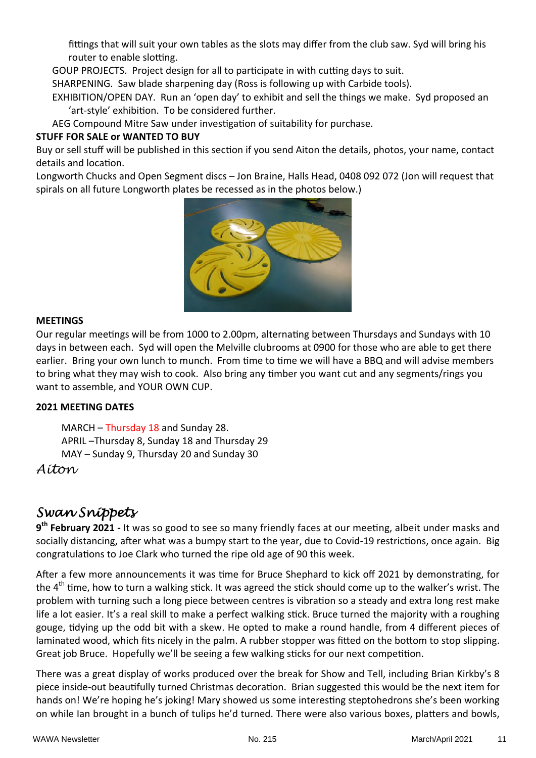fittings that will suit your own tables as the slots may differ from the club saw. Syd will bring his router to enable slotting.

GOUP PROJECTS. Project design for all to participate in with cutting days to suit.

SHARPENING. Saw blade sharpening day (Ross is following up with Carbide tools).

EXHIBITION/OPEN DAY. Run an 'open day' to exhibit and sell the things we make. Syd proposed an 'art-style' exhibition. To be considered further.

AEG Compound Mitre Saw under investigation of suitability for purchase.

**STUFF FOR SALE or WANTED TO BUY**

Buy or sell stuff will be published in this section if you send Aiton the details, photos, your name, contact details and location.

Longworth Chucks and Open Segment discs – Jon Braine, Halls Head, 0408 092 072 (Jon will request that spirals on all future Longworth plates be recessed as in the photos below.)

**MEETINGS**

Our regular meetings will be from 1000 to 2.00pm, alternating between Thursdays and Sundays with 10 days in between each. Syd will open the Melville clubrooms at 0900 for those who are able to get there earlier. Bring your own lunch to munch. From time to time we will have a BBQ and will advise members to bring what they may wish to cook. Also bring any timber you want cut and any segments/rings you want to assemble, and YOUR OWN CUP.

**2021 MEETING DATES**

MARCH – Thursday 18 and Sunday 28.
APRIL –Thursday 8, Sunday 18 and Thursday 29
MAY – Sunday 9, Thursday 20 and Sunday 30

*Aiton*

## *Swan Snippets*

**9th February 2021 -** It was so good to see so many friendly faces at our meeting, albeit under masks and socially distancing, after what was a bumpy start to the year, due to Covid-19 restrictions, once again. Big congratulations to Joe Clark who turned the ripe old age of 90 this week.

After a few more announcements it was time for Bruce Shephard to kick off 2021 by demonstrating, for the 4th time, how to turn a walking stick. It was agreed the stick should come up to the walker's wrist. The problem with turning such a long piece between centres is vibration so a steady and extra long rest make life a lot easier. It's a real skill to make a perfect walking stick. Bruce turned the majority with a roughing gouge, tidying up the odd bit with a skew. He opted to make a round handle, from 4 different pieces of laminated wood, which fits nicely in the palm. A rubber stopper was fitted on the bottom to stop slipping. Great job Bruce. Hopefully we'll be seeing a few walking sticks for our next competition.

There was a great display of works produced over the break for Show and Tell, including Brian Kirkby's 8 piece inside-out beautifully turned Christmas decoration. Brian suggested this would be the next item for hands on! We're hoping he's joking! Mary showed us some interesting steptohedrons she's been working on while Ian brought in a bunch of tulips he'd turned. There were also various boxes, platters and bowls,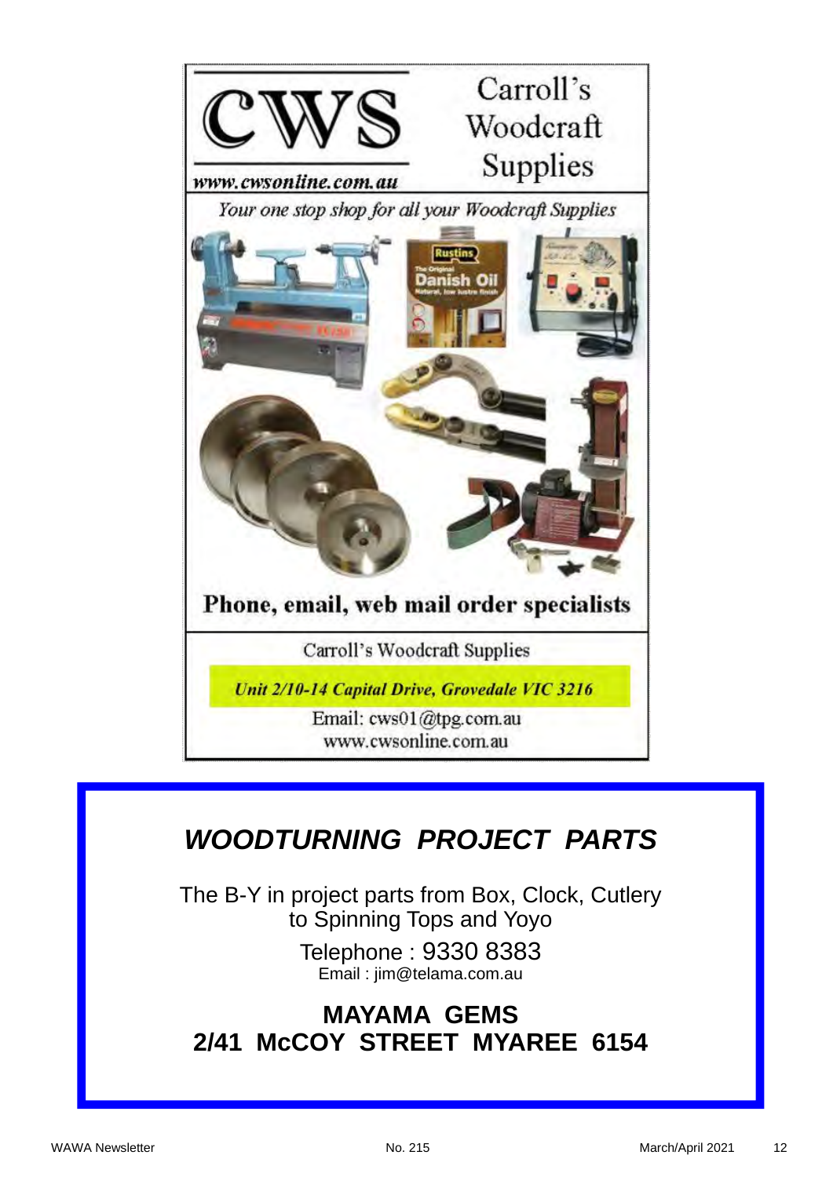# CWS

**Carroll's Woodcraft Supplies**

www.cwsonline.com.au

*Your one stop shop for all your Woodcraft Supplies*

**Phone, email, web mail order specialists**

Carroll's Woodcraft Supplies

***Unit 2/10-14 Capital Drive, Grovedale VIC 3216***

Email: cws01@tpg.com.au
www.cwsonline.com.au

## *WOODTURNING PROJECT PARTS*

The B-Y in project parts from Box, Clock, Cutlery to Spinning Tops and Yoyo

Telephone : 9330 8383
Email : jim@telama.com.au

**MAYAMA GEMS**
**2/41 McCOY STREET MYAREE 6154**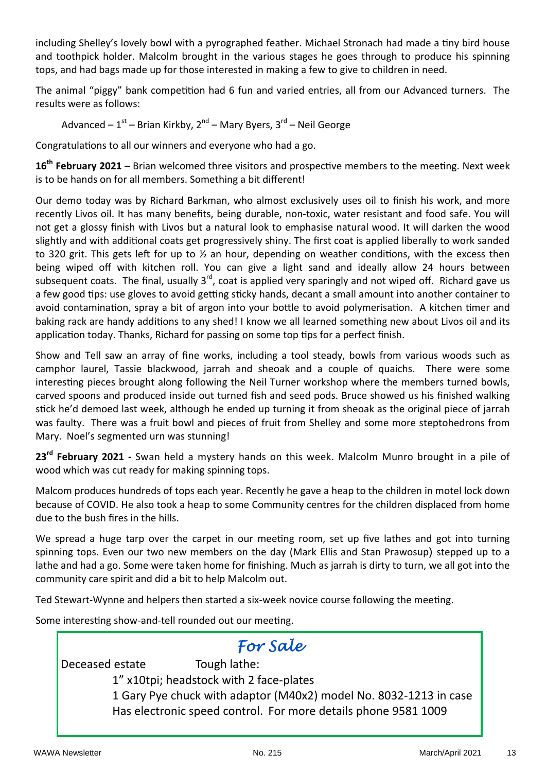including Shelley's lovely bowl with a pyrographed feather. Michael Stronach had made a tiny bird house and toothpick holder. Malcolm brought in the various stages he goes through to produce his spinning tops, and had bags made up for those interested in making a few to give to children in need.

The animal "piggy" bank competition had 6 fun and varied entries, all from our Advanced turners. The results were as follows:

Advanced – 1st – Brian Kirkby, 2nd – Mary Byers, 3rd – Neil George

Congratulations to all our winners and everyone who had a go.

**16th February 2021 –** Brian welcomed three visitors and prospective members to the meeting. Next week is to be hands on for all members. Something a bit different!

Our demo today was by Richard Barkman, who almost exclusively uses oil to finish his work, and more recently Livos oil. It has many benefits, being durable, non-toxic, water resistant and food safe. You will not get a glossy finish with Livos but a natural look to emphasise natural wood. It will darken the wood slightly and with additional coats get progressively shiny. The first coat is applied liberally to work sanded to 320 grit. This gets left for up to ½ an hour, depending on weather conditions, with the excess then being wiped off with kitchen roll. You can give a light sand and ideally allow 24 hours between subsequent coats. The final, usually 3rd, coat is applied very sparingly and not wiped off. Richard gave us a few good tips: use gloves to avoid getting sticky hands, decant a small amount into another container to avoid contamination, spray a bit of argon into your bottle to avoid polymerisation. A kitchen timer and baking rack are handy additions to any shed! I know we all learned something new about Livos oil and its application today. Thanks, Richard for passing on some top tips for a perfect finish.

Show and Tell saw an array of fine works, including a tool steady, bowls from various woods such as camphor laurel, Tassie blackwood, jarrah and sheoak and a couple of quaichs. There were some interesting pieces brought along following the Neil Turner workshop where the members turned bowls, carved spoons and produced inside out turned fish and seed pods. Bruce showed us his finished walking stick he'd demoed last week, although he ended up turning it from sheoak as the original piece of jarrah was faulty. There was a fruit bowl and pieces of fruit from Shelley and some more steptohedrons from Mary. Noel's segmented urn was stunning!

**23rd February 2021 -** Swan held a mystery hands on this week. Malcolm Munro brought in a pile of wood which was cut ready for making spinning tops.

Malcom produces hundreds of tops each year. Recently he gave a heap to the children in motel lock down because of COVID. He also took a heap to some Community centres for the children displaced from home due to the bush fires in the hills.

We spread a huge tarp over the carpet in our meeting room, set up five lathes and got into turning spinning tops. Even our two new members on the day (Mark Ellis and Stan Prawosup) stepped up to a lathe and had a go. Some were taken home for finishing. Much as jarrah is dirty to turn, we all got into the community care spirit and did a bit to help Malcolm out.

Ted Stewart-Wynne and helpers then started a six-week novice course following the meeting.

Some interesting show-and-tell rounded out our meeting.

## *For Sale*

Deceased estate — Tough lathe:

1" x10tpi; headstock with 2 face-plates
1 Gary Pye chuck with adaptor (M40x2) model No. 8032-1213 in case
Has electronic speed control. For more details phone 9581 1009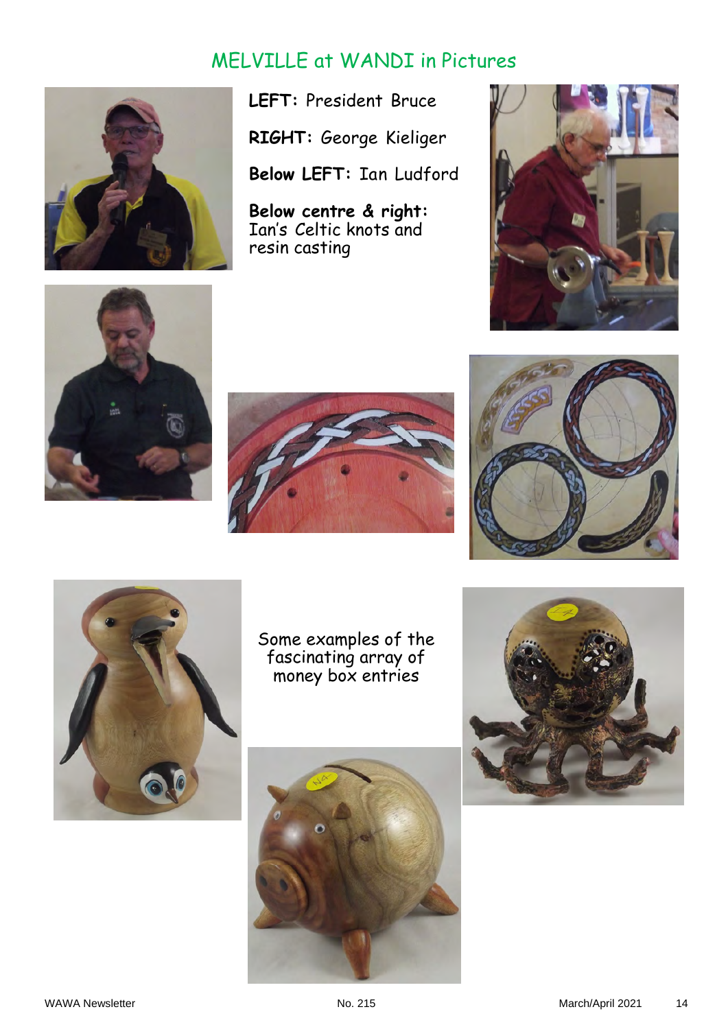## MELVILLE at WANDI in Pictures

**LEFT:** President Bruce

**RIGHT:** George Kieliger

**Below LEFT:** Ian Ludford

**Below centre & right:** Ian's Celtic knots and resin casting

Some examples of the fascinating array of money box entries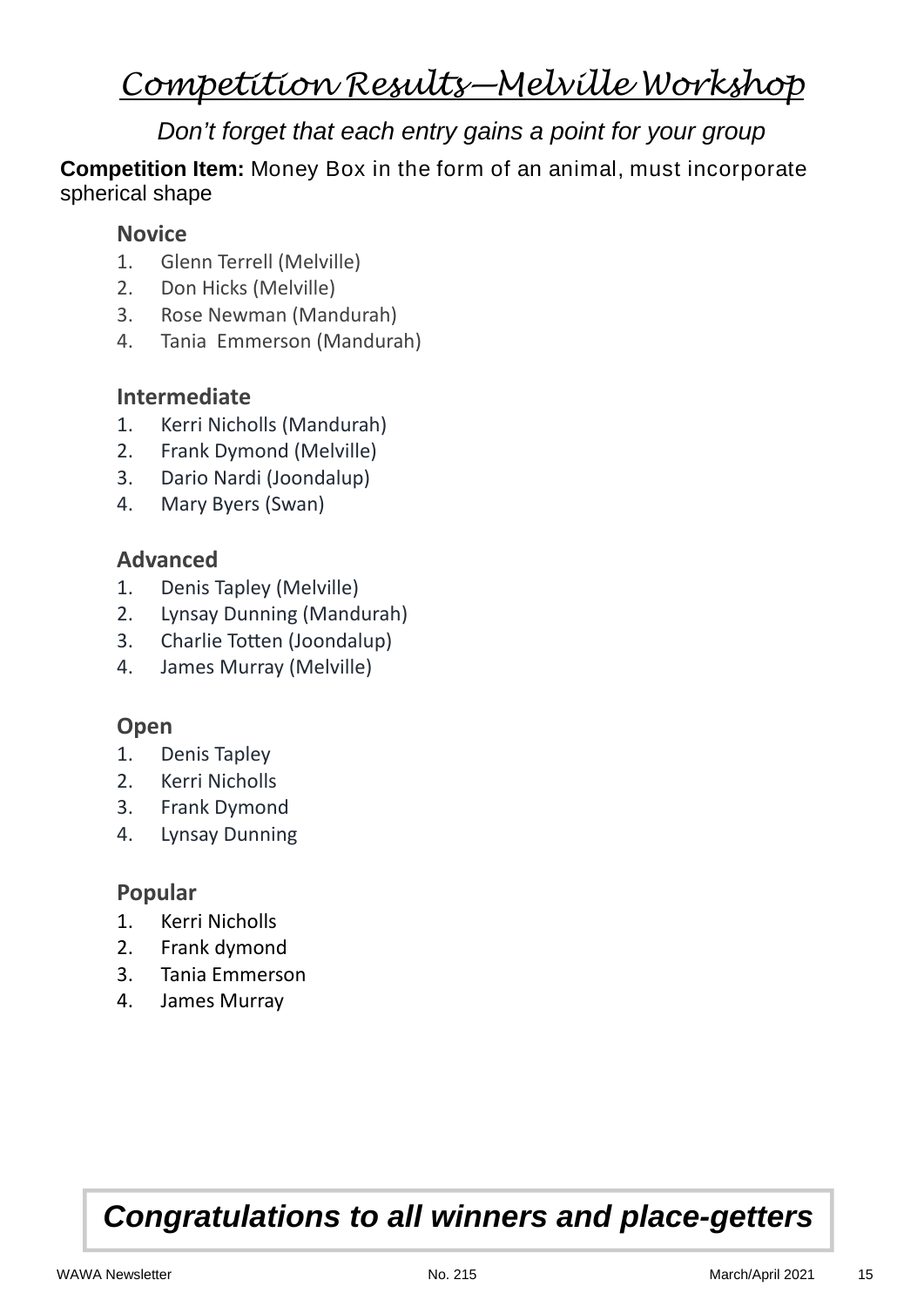# *Competition Results—Melville Workshop*

*Don't forget that each entry gains a point for your group*

**Competition Item:** Money Box in the form of an animal, must incorporate spherical shape

### Novice

1. Glenn Terrell (Melville)
2. Don Hicks (Melville)
3. Rose Newman (Mandurah)
4. Tania Emmerson (Mandurah)

### Intermediate

1. Kerri Nicholls (Mandurah)
2. Frank Dymond (Melville)
3. Dario Nardi (Joondalup)
4. Mary Byers (Swan)

### Advanced

1. Denis Tapley (Melville)
2. Lynsay Dunning (Mandurah)
3. Charlie Totten (Joondalup)
4. James Murray (Melville)

### Open

1. Denis Tapley
2. Kerri Nicholls
3. Frank Dymond
4. Lynsay Dunning

### Popular

1. Kerri Nicholls
2. Frank dymond
3. Tania Emmerson
4. James Murray

***Congratulations to all winners and place-getters***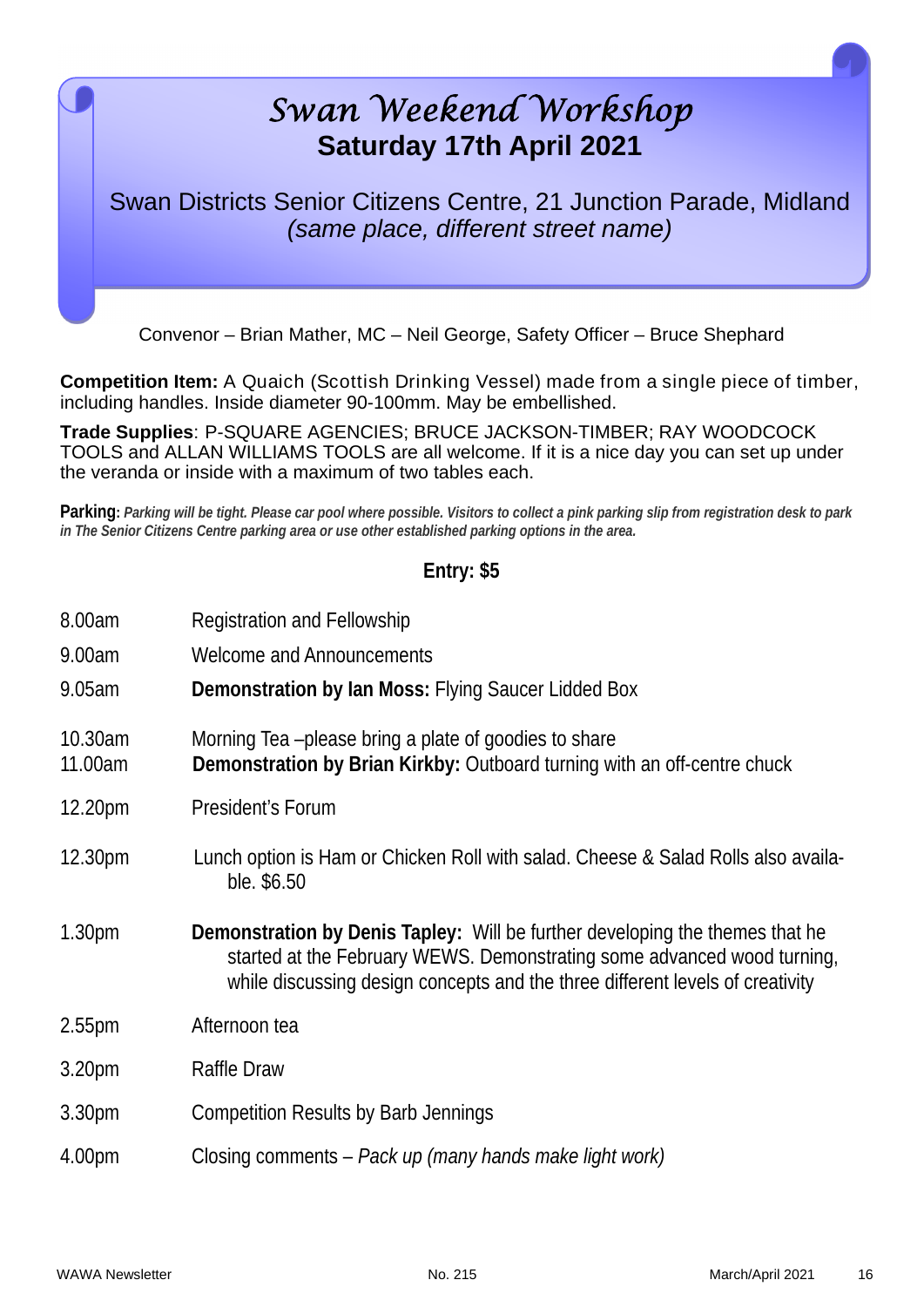# *Swan Weekend Workshop*

## Saturday 17th April 2021

Swan Districts Senior Citizens Centre, 21 Junction Parade, Midland
*(same place, different street name)*

Convenor – Brian Mather, MC – Neil George, Safety Officer – Bruce Shephard

**Competition Item:** A Quaich (Scottish Drinking Vessel) made from a single piece of timber, including handles. Inside diameter 90-100mm. May be embellished.

**Trade Supplies**: P-SQUARE AGENCIES; BRUCE JACKSON-TIMBER; RAY WOODCOCK TOOLS and ALLAN WILLIAMS TOOLS are all welcome. If it is a nice day you can set up under the veranda or inside with a maximum of two tables each.

**Parking:** ***Parking will be tight. Please car pool where possible. Visitors to collect a pink parking slip from registration desk to park in The Senior Citizens Centre parking area or use other established parking options in the area.***

**Entry: $5**

| | |
|---|---|
| 8.00am | Registration and Fellowship |
| 9.00am | Welcome and Announcements |
| 9.05am | **Demonstration by Ian Moss:** Flying Saucer Lidded Box |
| 10.30am | Morning Tea –please bring a plate of goodies to share |
| 11.00am | **Demonstration by Brian Kirkby:** Outboard turning with an off-centre chuck |
| 12.20pm | President's Forum |
| 12.30pm | Lunch option is Ham or Chicken Roll with salad. Cheese & Salad Rolls also available. $6.50 |
| 1.30pm | **Demonstration by Denis Tapley:** Will be further developing the themes that he started at the February WEWS. Demonstrating some advanced wood turning, while discussing design concepts and the three different levels of creativity |
| 2.55pm | Afternoon tea |
| 3.20pm | Raffle Draw |
| 3.30pm | Competition Results by Barb Jennings |
| 4.00pm | Closing comments – *Pack up (many hands make light work)* |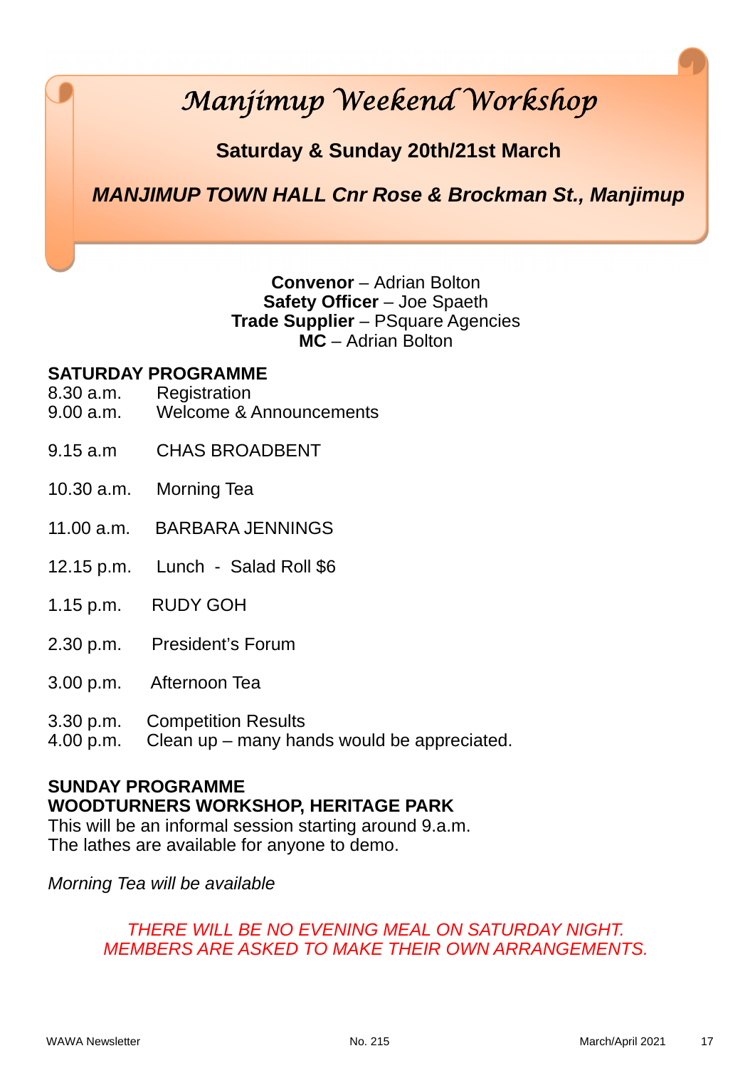# *Manjimup Weekend Workshop*

**Saturday & Sunday 20th/21st March**

***MANJIMUP TOWN HALL Cnr Rose & Brockman St., Manjimup***

**Convenor** – Adrian Bolton
**Safety Officer** – Joe Spaeth
**Trade Supplier** – PSquare Agencies
**MC** – Adrian Bolton

**SATURDAY PROGRAMME**

8.30 a.m. Registration
9.00 a.m. Welcome & Announcements

9.15 a.m CHAS BROADBENT

10.30 a.m. Morning Tea

11.00 a.m. BARBARA JENNINGS

12.15 p.m. Lunch - Salad Roll $6

1.15 p.m. RUDY GOH

2.30 p.m. President's Forum

3.00 p.m. Afternoon Tea

3.30 p.m. Competition Results
4.00 p.m. Clean up – many hands would be appreciated.

**SUNDAY PROGRAMME**
**WOODTURNERS WORKSHOP, HERITAGE PARK**
This will be an informal session starting around 9.a.m.
The lathes are available for anyone to demo.

*Morning Tea will be available*

*THERE WILL BE NO EVENING MEAL ON SATURDAY NIGHT.*
*MEMBERS ARE ASKED TO MAKE THEIR OWN ARRANGEMENTS.*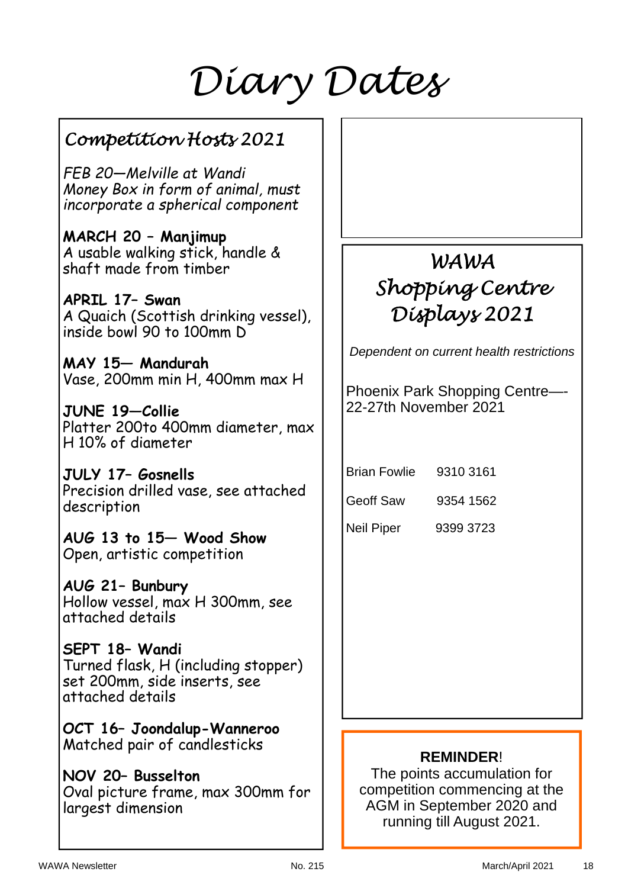# *Diary Dates*

## *Competition Hosts 2021*

*FEB 20—Melville at Wandi*
*Money Box in form of animal, must incorporate a spherical component*

**MARCH 20 – Manjimup**
A usable walking stick, handle & shaft made from timber

**APRIL 17– Swan**
A Quaich (Scottish drinking vessel), inside bowl 90 to 100mm D

**MAY 15— Mandurah**
Vase, 200mm min H, 400mm max H

**JUNE 19—Collie**
Platter 200to 400mm diameter, max H 10% of diameter

**JULY 17– Gosnells**
Precision drilled vase, see attached description

**AUG 13 to 15— Wood Show**
Open, artistic competition

**AUG 21– Bunbury**
Hollow vessel, max H 300mm, see attached details

**SEPT 18– Wandi**
Turned flask, H (including stopper) set 200mm, side inserts, see attached details

**OCT 16– Joondalup-Wanneroo**
Matched pair of candlesticks

**NOV 20– Busselton**
Oval picture frame, max 300mm for largest dimension

## *WAWA Shopping Centre Displays 2021*

*Dependent on current health restrictions*

Phoenix Park Shopping Centre—- 22-27th November 2021

| | |
|---|---|
| Brian Fowlie | 9310 3161 |
| Geoff Saw | 9354 1562 |
| Neil Piper | 9399 3723 |

**REMINDER**!
The points accumulation for competition commencing at the AGM in September 2020 and running till August 2021.